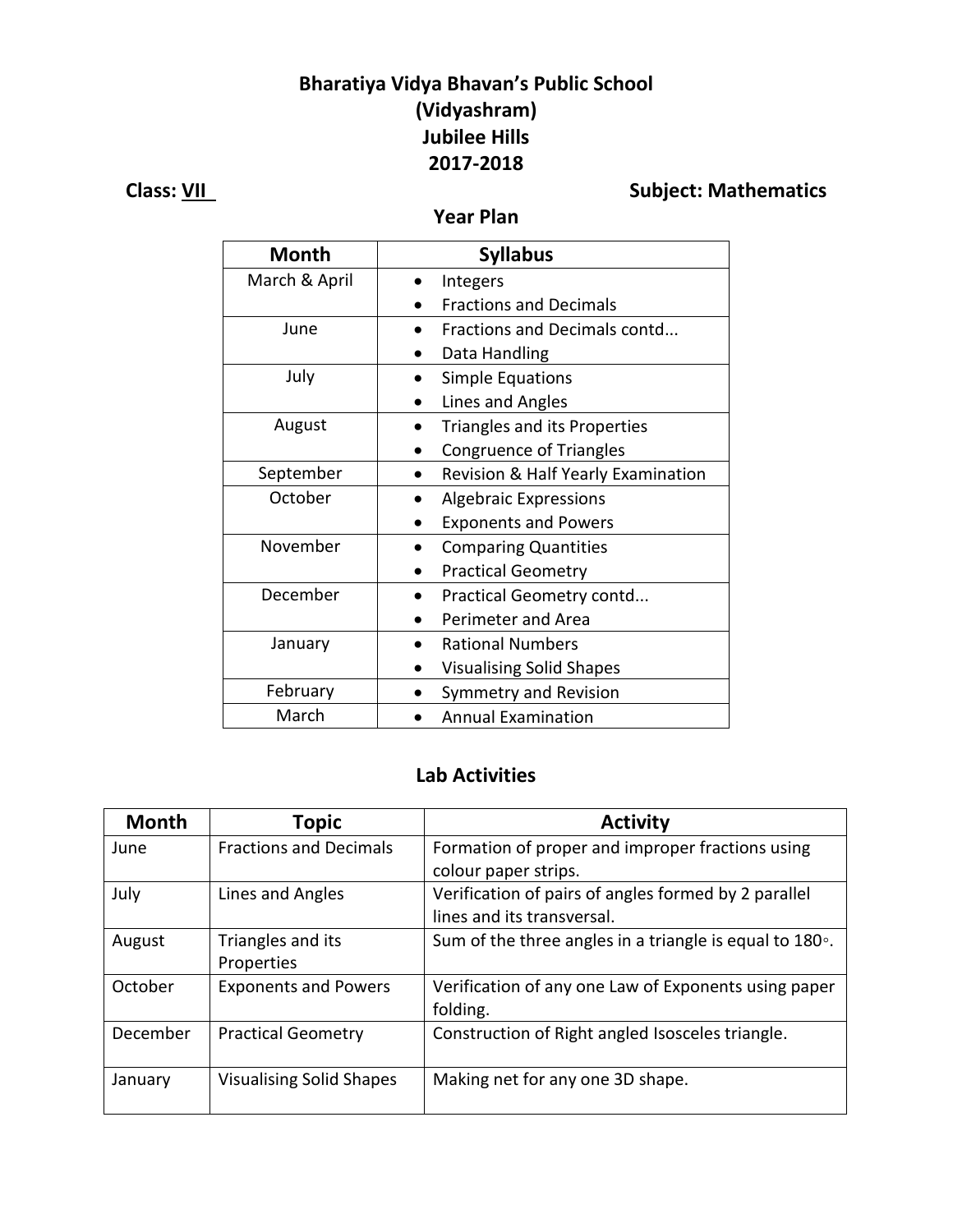# Bharatiya Vidya Bhavan's Public School
# (Vidyashram)
# Jubilee Hills
# 2017-2018

**Class: VII** **Subject: Mathematics**

## Year Plan

| Month | Syllabus |
| --- | --- |
| March & April | • Integers<br>• Fractions and Decimals |
| June | • Fractions and Decimals contd...<br>• Data Handling |
| July | • Simple Equations<br>• Lines and Angles |
| August | • Triangles and its Properties<br>• Congruence of Triangles |
| September | • Revision & Half Yearly Examination |
| October | • Algebraic Expressions<br>• Exponents and Powers |
| November | • Comparing Quantities<br>• Practical Geometry |
| December | • Practical Geometry contd...<br>• Perimeter and Area |
| January | • Rational Numbers<br>• Visualising Solid Shapes |
| February | • Symmetry and Revision |
| March | • Annual Examination |

## Lab Activities

| Month | Topic | Activity |
| --- | --- | --- |
| June | Fractions and Decimals | Formation of proper and improper fractions using colour paper strips. |
| July | Lines and Angles | Verification of pairs of angles formed by 2 parallel lines and its transversal. |
| August | Triangles and its Properties | Sum of the three angles in a triangle is equal to 180◦. |
| October | Exponents and Powers | Verification of any one Law of Exponents using paper folding. |
| December | Practical Geometry | Construction of Right angled Isosceles triangle. |
| January | Visualising Solid Shapes | Making net for any one 3D shape. |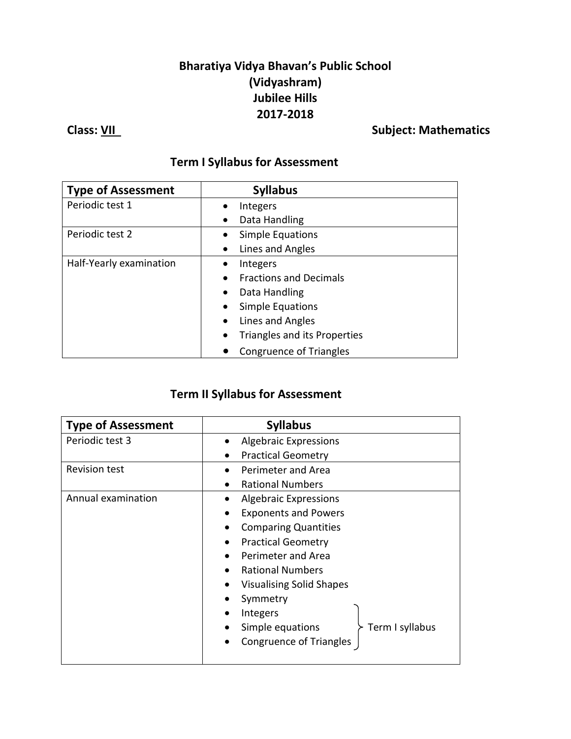# Bharatiya Vidya Bhavan's Public School
# (Vidyashram)
# Jubilee Hills
# 2017-2018

**Class:** **VII** **Subject: Mathematics**

## Term I Syllabus for Assessment

| Type of Assessment | Syllabus |
|---|---|
| Periodic test 1 | • Integers<br>• Data Handling |
| Periodic test 2 | • Simple Equations<br>• Lines and Angles |
| Half-Yearly examination | • Integers<br>• Fractions and Decimals<br>• Data Handling<br>• Simple Equations<br>• Lines and Angles<br>• Triangles and its Properties<br>• Congruence of Triangles |

## Term II Syllabus for Assessment

| Type of Assessment | Syllabus |
|---|---|
| Periodic test 3 | • Algebraic Expressions<br>• Practical Geometry |
| Revision test | • Perimeter and Area<br>• Rational Numbers |
| Annual examination | • Algebraic Expressions<br>• Exponents and Powers<br>• Comparing Quantities<br>• Practical Geometry<br>• Perimeter and Area<br>• Rational Numbers<br>• Visualising Solid Shapes<br>• Symmetry<br>• Integers } Term I syllabus<br>• Simple equations } Term I syllabus<br>• Congruence of Triangles } Term I syllabus |